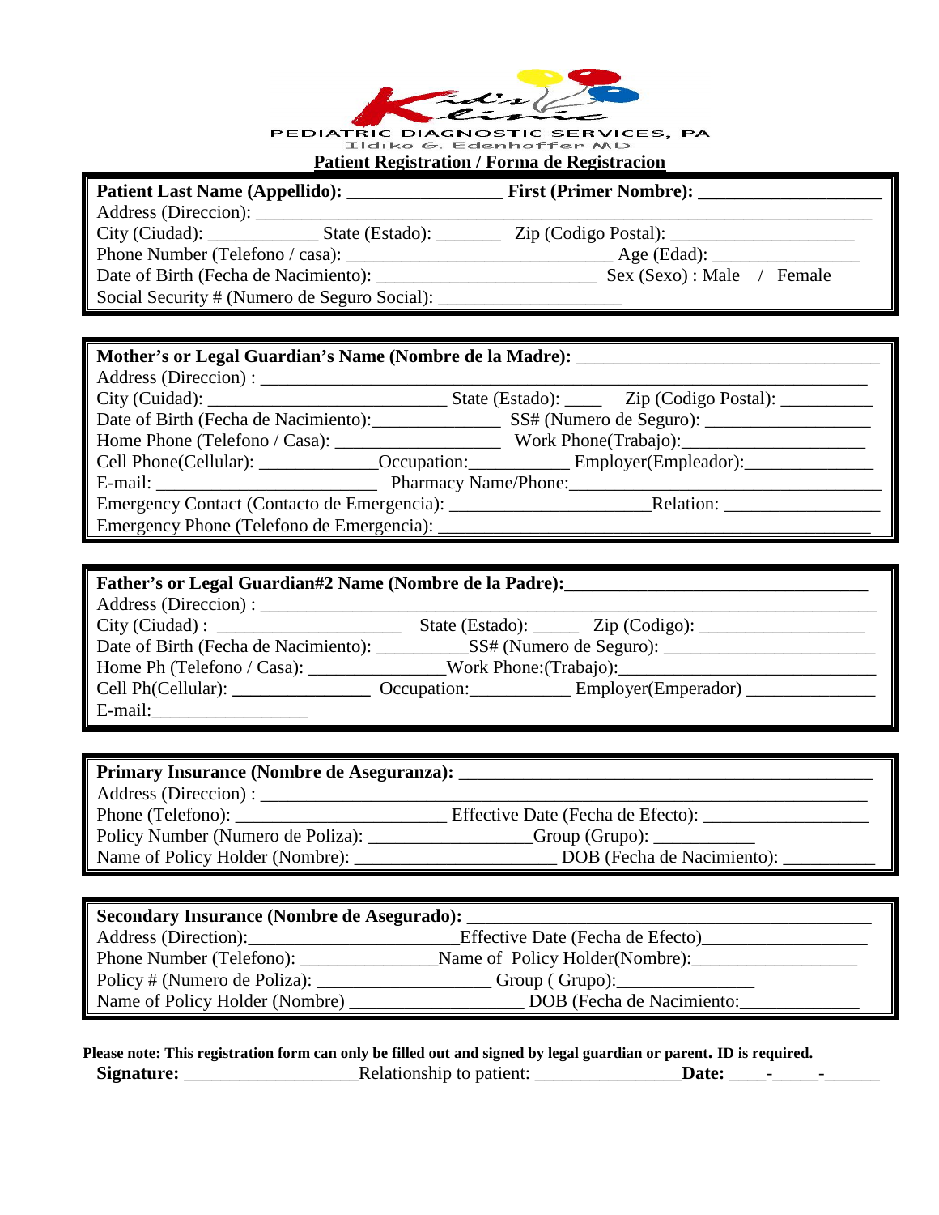Kid's Klinic

PEDIATRIC DIAGNOSTIC SERVICES, PA

Ildiko G. Edenhoffer MD

## Patient Registration / Forma de Registracion

**Patient Last Name (Appellido):** ________________ **First (Primer Nombre):** ____________________

Address (Direccion): ____________________________________________________________________

City (Ciudad): ____________ State (Estado): _______ Zip (Codigo Postal): ____________________

Phone Number (Telefono / casa): ______________________________ Age (Edad): ________________

Date of Birth (Fecha de Nacimiento): ________________________ Sex (Sexo) : Male / Female

Social Security # (Numero de Seguro Social): ____________________

---

**Mother's or Legal Guardian's Name (Nombre de la Madre):** ________________________________

Address (Direccion) : ____________________________________________________________________

City (Cuidad): __________________________ State (Estado): ____ Zip (Codigo Postal): __________

Date of Birth (Fecha de Nacimiento):______________ SS# (Numero de Seguro): __________________

Home Phone (Telefono / Casa): __________________ Work Phone(Trabajo):____________________

Cell Phone(Cellular): _____________Occupation:__________ Employer(Empleador):______________

E-mail: ________________________ Pharmacy Name/Phone:___________________________________

Emergency Contact (Contacto de Emergencia): ______________________Relation: ________________

Emergency Phone (Telefono de Emergencia): ________________________________________________

---

**Father's or Legal Guardian#2 Name (Nombre de la Padre):**________________________________

Address (Direccion) : ____________________________________________________________________

City (Ciudad) : ____________________ State (Estado): _____ Zip (Codigo): __________________

Date of Birth (Fecha de Nacimiento): __________SS# (Numero de Seguro): _______________________

Home Ph (Telefono / Casa): _______________Work Phone:(Trabajo):___________________________

Cell Ph(Cellular): **_______________** Occupation:___________ Employer(Emperador) ______________

E-mail:_________________

---

**Primary Insurance (Nombre de Aseguranza):** ______________________________________________

Address (Direccion) : ____________________________________________________________________

Phone (Telefono): _______________________ Effective Date (Fecha de Efecto): __________________

Policy Number (Numero de Poliza): _________________Group (Grupo): ___________

Name of Policy Holder (Nombre): ______________________ DOB (Fecha de Nacimiento): __________

---

**Secondary Insurance (Nombre de Asegurado):** _____________________________________________

Address (Direction):______________________Effective Date (Fecha de Efecto)_________________

Phone Number (Telefono): _______________Name of Policy Holder(Nombre):__________________

Policy # (Numero de Poliza): ___________________ Group ( Grupo):_______________

Name of Policy Holder (Nombre) __________________ DOB (Fecha de Nacimiento:_____________

---

**Please note: This registration form can only be filled out and signed by legal guardian or parent. ID is required.**

**Signature:** ___________________Relationship to patient: ________________**Date:** ____-_____-______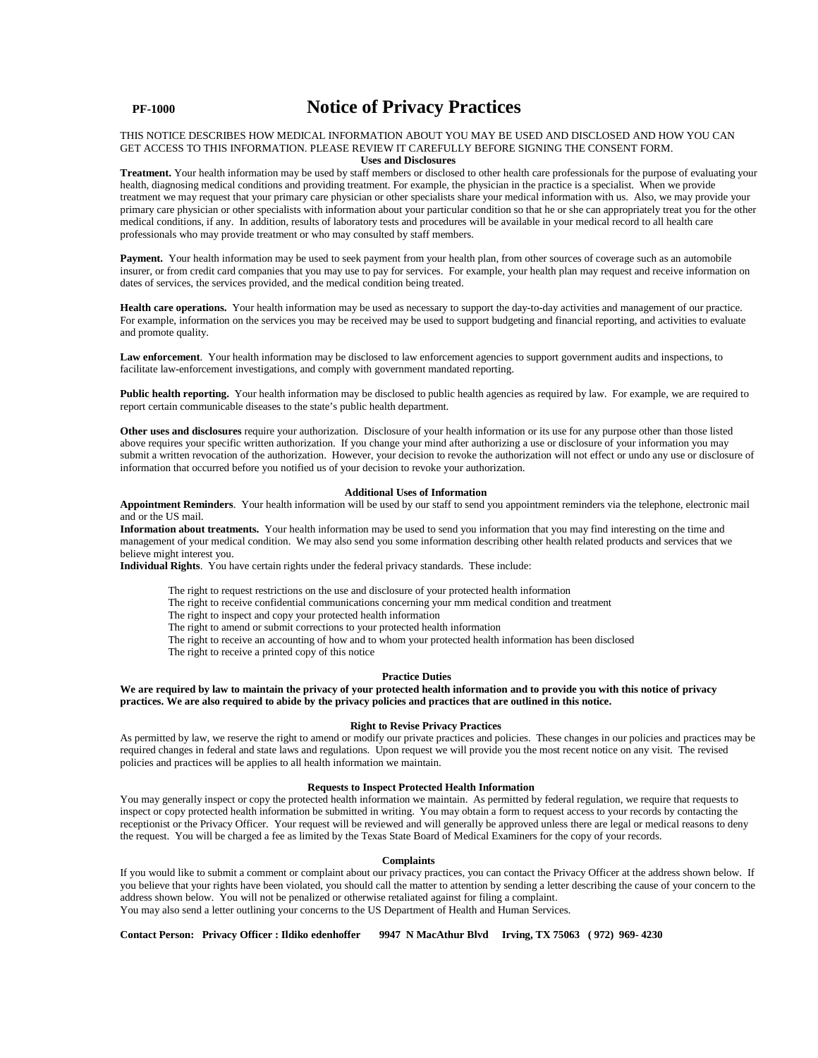**PF-1000**

# Notice of Privacy Practices

THIS NOTICE DESCRIBES HOW MEDICAL INFORMATION ABOUT YOU MAY BE USED AND DISCLOSED AND HOW YOU CAN GET ACCESS TO THIS INFORMATION. PLEASE REVIEW IT CAREFULLY BEFORE SIGNING THE CONSENT FORM.

### Uses and Disclosures

**Treatment.** Your health information may be used by staff members or disclosed to other health care professionals for the purpose of evaluating your health, diagnosing medical conditions and providing treatment. For example, the physician in the practice is a specialist. When we provide treatment we may request that your primary care physician or other specialists share your medical information with us. Also, we may provide your primary care physician or other specialists with information about your particular condition so that he or she can appropriately treat you for the other medical conditions, if any. In addition, results of laboratory tests and procedures will be available in your medical record to all health care professionals who may provide treatment or who may consulted by staff members.

**Payment.** Your health information may be used to seek payment from your health plan, from other sources of coverage such as an automobile insurer, or from credit card companies that you may use to pay for services. For example, your health plan may request and receive information on dates of services, the services provided, and the medical condition being treated.

**Health care operations.** Your health information may be used as necessary to support the day-to-day activities and management of our practice. For example, information on the services you may be received may be used to support budgeting and financial reporting, and activities to evaluate and promote quality.

**Law enforcement**. Your health information may be disclosed to law enforcement agencies to support government audits and inspections, to facilitate law-enforcement investigations, and comply with government mandated reporting.

**Public health reporting.** Your health information may be disclosed to public health agencies as required by law. For example, we are required to report certain communicable diseases to the state's public health department.

**Other uses and disclosures** require your authorization. Disclosure of your health information or its use for any purpose other than those listed above requires your specific written authorization. If you change your mind after authorizing a use or disclosure of your information you may submit a written revocation of the authorization. However, your decision to revoke the authorization will not effect or undo any use or disclosure of information that occurred before you notified us of your decision to revoke your authorization.

### Additional Uses of Information

**Appointment Reminders**. Your health information will be used by our staff to send you appointment reminders via the telephone, electronic mail and or the US mail.

**Information about treatments.** Your health information may be used to send you information that you may find interesting on the time and management of your medical condition. We may also send you some information describing other health related products and services that we believe might interest you.

**Individual Rights**. You have certain rights under the federal privacy standards. These include:

- The right to request restrictions on the use and disclosure of your protected health information
- The right to receive confidential communications concerning your mm medical condition and treatment
- The right to inspect and copy your protected health information
- The right to amend or submit corrections to your protected health information
- The right to receive an accounting of how and to whom your protected health information has been disclosed
- The right to receive a printed copy of this notice

### Practice Duties

**We are required by law to maintain the privacy of your protected health information and to provide you with this notice of privacy practices. We are also required to abide by the privacy policies and practices that are outlined in this notice.**

### Right to Revise Privacy Practices

As permitted by law, we reserve the right to amend or modify our private practices and policies. These changes in our policies and practices may be required changes in federal and state laws and regulations. Upon request we will provide you the most recent notice on any visit. The revised policies and practices will be applies to all health information we maintain.

### Requests to Inspect Protected Health Information

You may generally inspect or copy the protected health information we maintain. As permitted by federal regulation, we require that requests to inspect or copy protected health information be submitted in writing. You may obtain a form to request access to your records by contacting the receptionist or the Privacy Officer. Your request will be reviewed and will generally be approved unless there are legal or medical reasons to deny the request. You will be charged a fee as limited by the Texas State Board of Medical Examiners for the copy of your records.

### Complaints

If you would like to submit a comment or complaint about our privacy practices, you can contact the Privacy Officer at the address shown below. If you believe that your rights have been violated, you should call the matter to attention by sending a letter describing the cause of your concern to the address shown below. You will not be penalized or otherwise retaliated against for filing a complaint.
You may also send a letter outlining your concerns to the US Department of Health and Human Services.

**Contact Person: Privacy Officer : Ildiko edenhoffer 9947 N MacAthur Blvd Irving, TX 75063 ( 972) 969- 4230**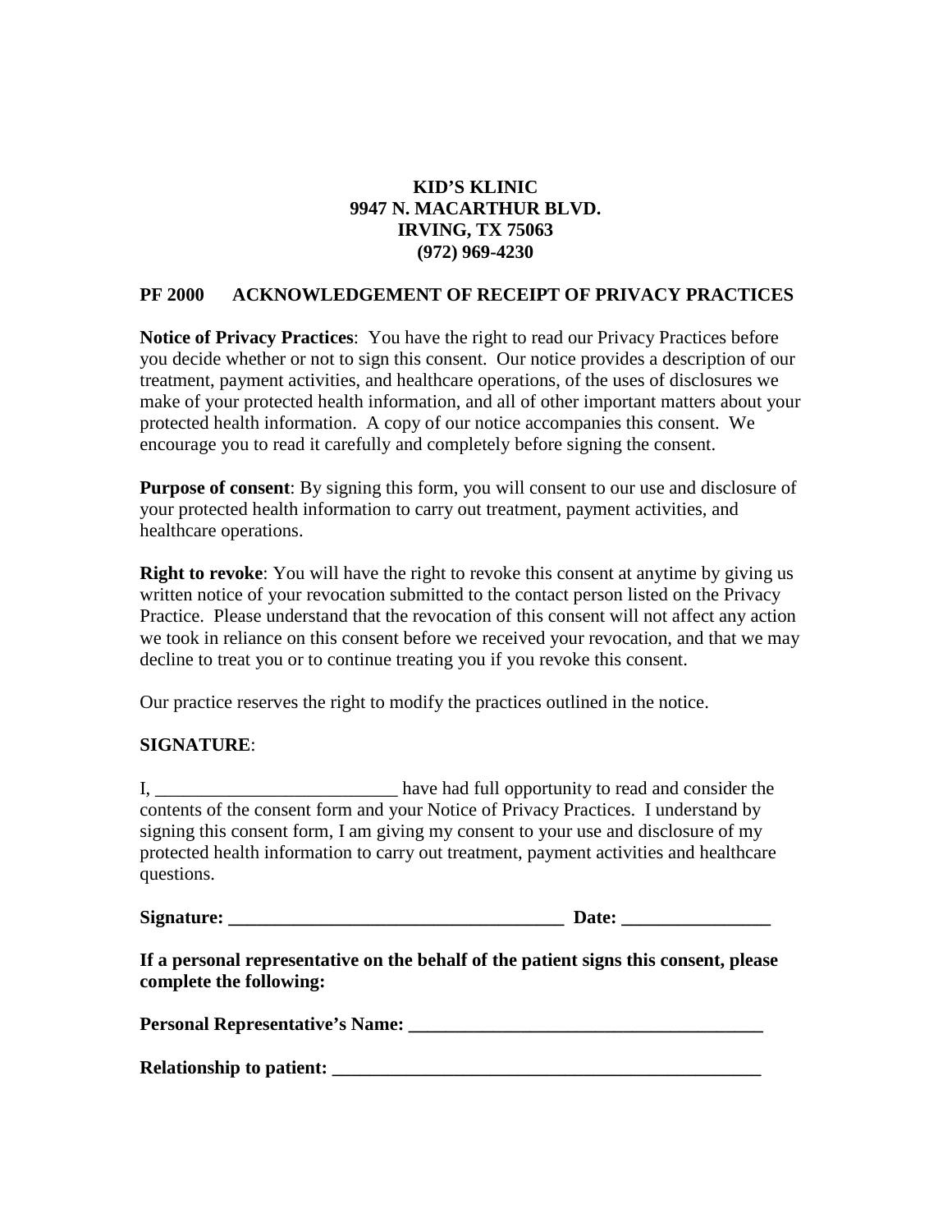**KID'S KLINIC**
**9947 N. MACARTHUR BLVD.**
**IRVING, TX 75063**
**(972) 969-4230**

## PF 2000 ACKNOWLEDGEMENT OF RECEIPT OF PRIVACY PRACTICES

**Notice of Privacy Practices**: You have the right to read our Privacy Practices before you decide whether or not to sign this consent. Our notice provides a description of our treatment, payment activities, and healthcare operations, of the uses of disclosures we make of your protected health information, and all of other important matters about your protected health information. A copy of our notice accompanies this consent. We encourage you to read it carefully and completely before signing the consent.

**Purpose of consent**: By signing this form, you will consent to our use and disclosure of your protected health information to carry out treatment, payment activities, and healthcare operations.

**Right to revoke**: You will have the right to revoke this consent at anytime by giving us written notice of your revocation submitted to the contact person listed on the Privacy Practice. Please understand that the revocation of this consent will not affect any action we took in reliance on this consent before we received your revocation, and that we may decline to treat you or to continue treating you if you revoke this consent.

Our practice reserves the right to modify the practices outlined in the notice.

**SIGNATURE**:

I, __________________________ have had full opportunity to read and consider the contents of the consent form and your Notice of Privacy Practices. I understand by signing this consent form, I am giving my consent to your use and disclosure of my protected health information to carry out treatment, payment activities and healthcare questions.

**Signature: ____________________________________ Date: ________________**

**If a personal representative on the behalf of the patient signs this consent, please complete the following:**

**Personal Representative's Name: ______________________________________**

**Relationship to patient: ________________________________________________**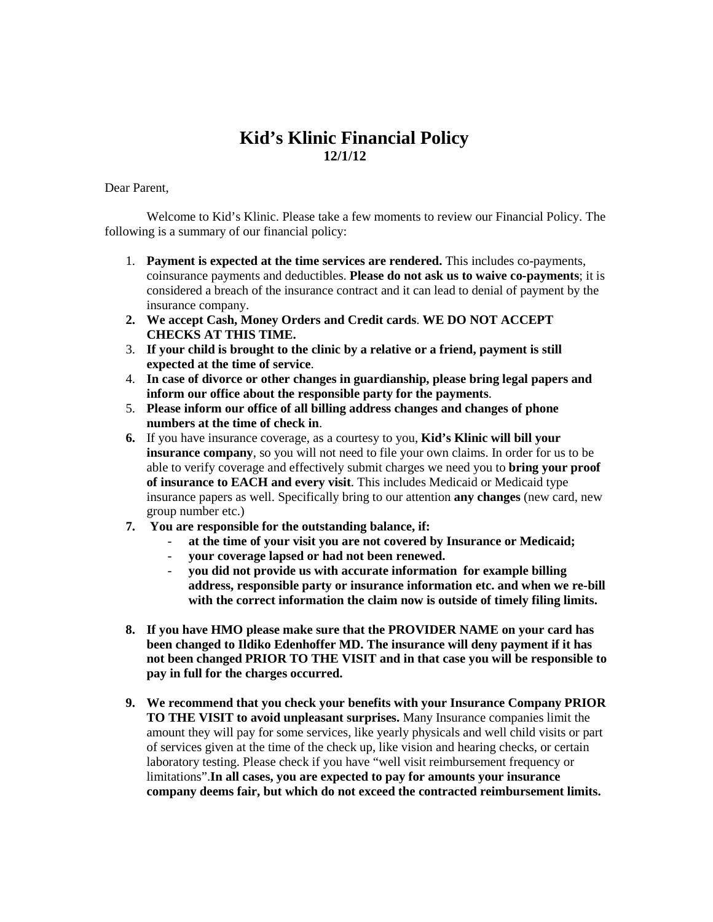# Kid's Klinic Financial Policy

**12/1/12**

Dear Parent,

Welcome to Kid's Klinic. Please take a few moments to review our Financial Policy. The following is a summary of our financial policy:

1. **Payment is expected at the time services are rendered.** This includes co-payments, coinsurance payments and deductibles. **Please do not ask us to waive co-payments**; it is considered a breach of the insurance contract and it can lead to denial of payment by the insurance company.
2. **We accept Cash, Money Orders and Credit cards**. **WE DO NOT ACCEPT CHECKS AT THIS TIME.**
3. **If your child is brought to the clinic by a relative or a friend, payment is still expected at the time of service**.
4. **In case of divorce or other changes in guardianship, please bring legal papers and inform our office about the responsible party for the payments**.
5. **Please inform our office of all billing address changes and changes of phone numbers at the time of check in**.
6. If you have insurance coverage, as a courtesy to you, **Kid's Klinic will bill your insurance company**, so you will not need to file your own claims. In order for us to be able to verify coverage and effectively submit charges we need you to **bring your proof of insurance to EACH and every visit**. This includes Medicaid or Medicaid type insurance papers as well. Specifically bring to our attention **any changes** (new card, new group number etc.)
7. **You are responsible for the outstanding balance, if:**
   - **at the time of your visit you are not covered by Insurance or Medicaid;**
   - **your coverage lapsed or had not been renewed.**
   - **you did not provide us with accurate information for example billing address, responsible party or insurance information etc. and when we re-bill with the correct information the claim now is outside of timely filing limits.**
8. **If you have HMO please make sure that the PROVIDER NAME on your card has been changed to Ildiko Edenhoffer MD. The insurance will deny payment if it has not been changed PRIOR TO THE VISIT and in that case you will be responsible to pay in full for the charges occurred.**
9. **We recommend that you check your benefits with your Insurance Company PRIOR TO THE VISIT to avoid unpleasant surprises.** Many Insurance companies limit the amount they will pay for some services, like yearly physicals and well child visits or part of services given at the time of the check up, like vision and hearing checks, or certain laboratory testing. Please check if you have "well visit reimbursement frequency or limitations".**In all cases, you are expected to pay for amounts your insurance company deems fair, but which do not exceed the contracted reimbursement limits.**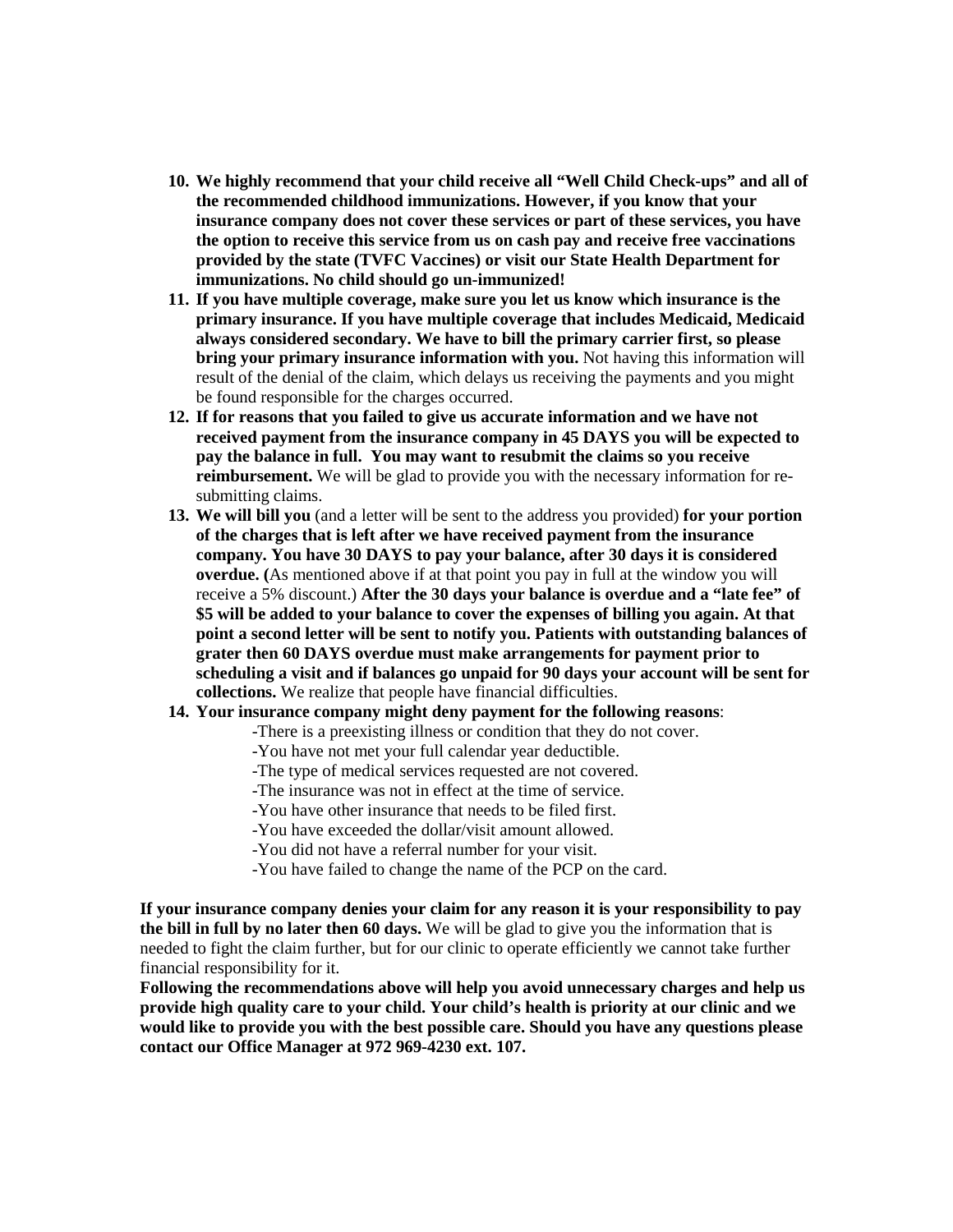10. **We highly recommend that your child receive all "Well Child Check-ups" and all of the recommended childhood immunizations. However, if you know that your insurance company does not cover these services or part of these services, you have the option to receive this service from us on cash pay and receive free vaccinations provided by the state (TVFC Vaccines) or visit our State Health Department for immunizations. No child should go un-immunized!**
11. **If you have multiple coverage, make sure you let us know which insurance is the primary insurance. If you have multiple coverage that includes Medicaid, Medicaid always considered secondary. We have to bill the primary carrier first, so please bring your primary insurance information with you.** Not having this information will result of the denial of the claim, which delays us receiving the payments and you might be found responsible for the charges occurred.
12. **If for reasons that you failed to give us accurate information and we have not received payment from the insurance company in 45 DAYS you will be expected to pay the balance in full. You may want to resubmit the claims so you receive reimbursement.** We will be glad to provide you with the necessary information for re-submitting claims.
13. **We will bill you** (and a letter will be sent to the address you provided) **for your portion of the charges that is left after we have received payment from the insurance company. You have 30 DAYS to pay your balance, after 30 days it is considered overdue. (**As mentioned above if at that point you pay in full at the window you will receive a 5% discount.) **After the 30 days your balance is overdue and a "late fee" of $5 will be added to your balance to cover the expenses of billing you again. At that point a second letter will be sent to notify you. Patients with outstanding balances of grater then 60 DAYS overdue must make arrangements for payment prior to scheduling a visit and if balances go unpaid for 90 days your account will be sent for collections.** We realize that people have financial difficulties.
14. **Your insurance company might deny payment for the following reasons**:
    - -There is a preexisting illness or condition that they do not cover.
    - -You have not met your full calendar year deductible.
    - -The type of medical services requested are not covered.
    - -The insurance was not in effect at the time of service.
    - -You have other insurance that needs to be filed first.
    - -You have exceeded the dollar/visit amount allowed.
    - -You did not have a referral number for your visit.
    - -You have failed to change the name of the PCP on the card.

**If your insurance company denies your claim for any reason it is your responsibility to pay the bill in full by no later then 60 days.** We will be glad to give you the information that is needed to fight the claim further, but for our clinic to operate efficiently we cannot take further financial responsibility for it.

**Following the recommendations above will help you avoid unnecessary charges and help us provide high quality care to your child. Your child's health is priority at our clinic and we would like to provide you with the best possible care. Should you have any questions please contact our Office Manager at 972 969-4230 ext. 107.**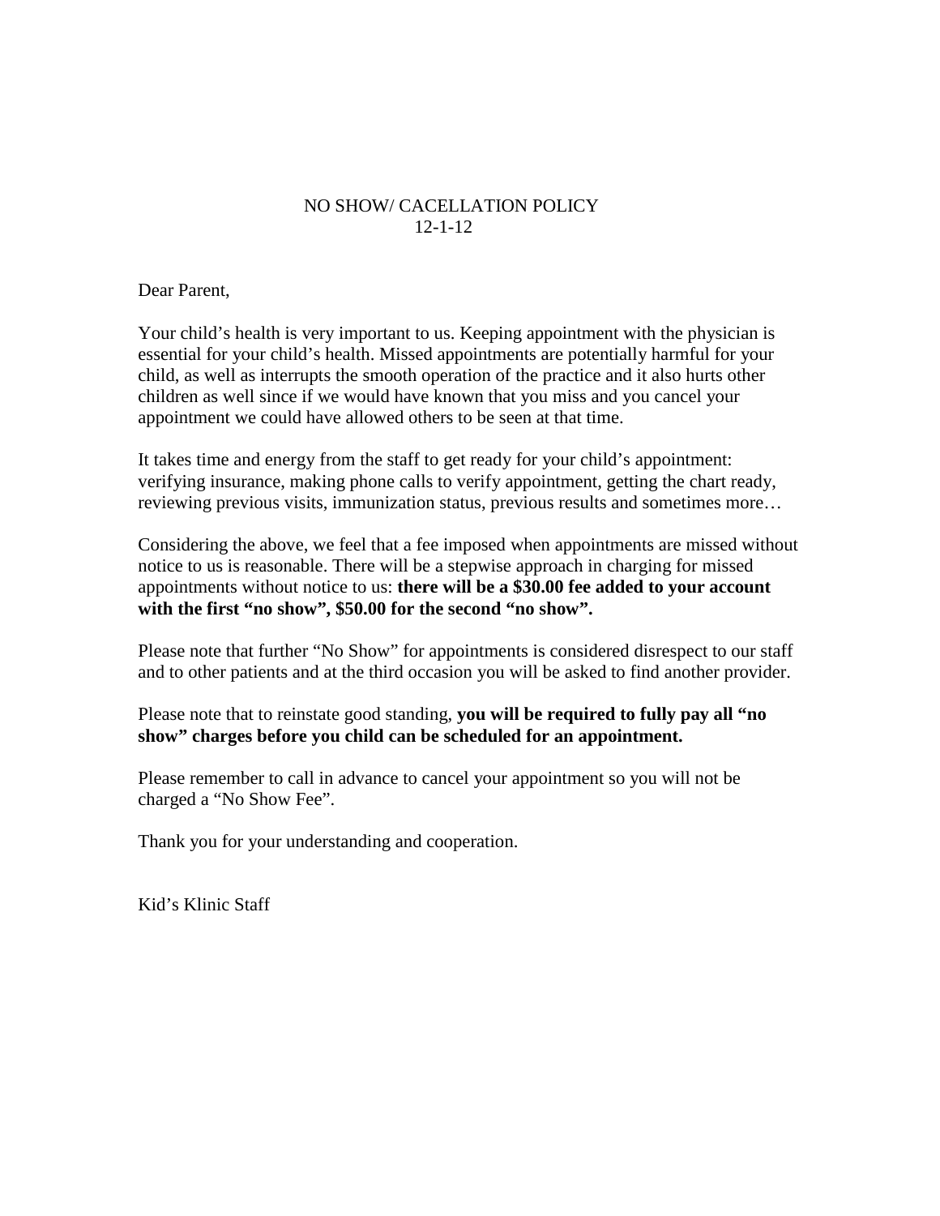# NO SHOW/ CACELLATION POLICY
12-1-12

Dear Parent,

Your child's health is very important to us. Keeping appointment with the physician is essential for your child's health. Missed appointments are potentially harmful for your child, as well as interrupts the smooth operation of the practice and it also hurts other children as well since if we would have known that you miss and you cancel your appointment we could have allowed others to be seen at that time.

It takes time and energy from the staff to get ready for your child's appointment: verifying insurance, making phone calls to verify appointment, getting the chart ready, reviewing previous visits, immunization status, previous results and sometimes more…

Considering the above, we feel that a fee imposed when appointments are missed without notice to us is reasonable. There will be a stepwise approach in charging for missed appointments without notice to us: **there will be a $30.00 fee added to your account with the first "no show", $50.00 for the second "no show".**

Please note that further "No Show" for appointments is considered disrespect to our staff and to other patients and at the third occasion you will be asked to find another provider.

Please note that to reinstate good standing, **you will be required to fully pay all "no show" charges before you child can be scheduled for an appointment.**

Please remember to call in advance to cancel your appointment so you will not be charged a "No Show Fee".

Thank you for your understanding and cooperation.

Kid's Klinic Staff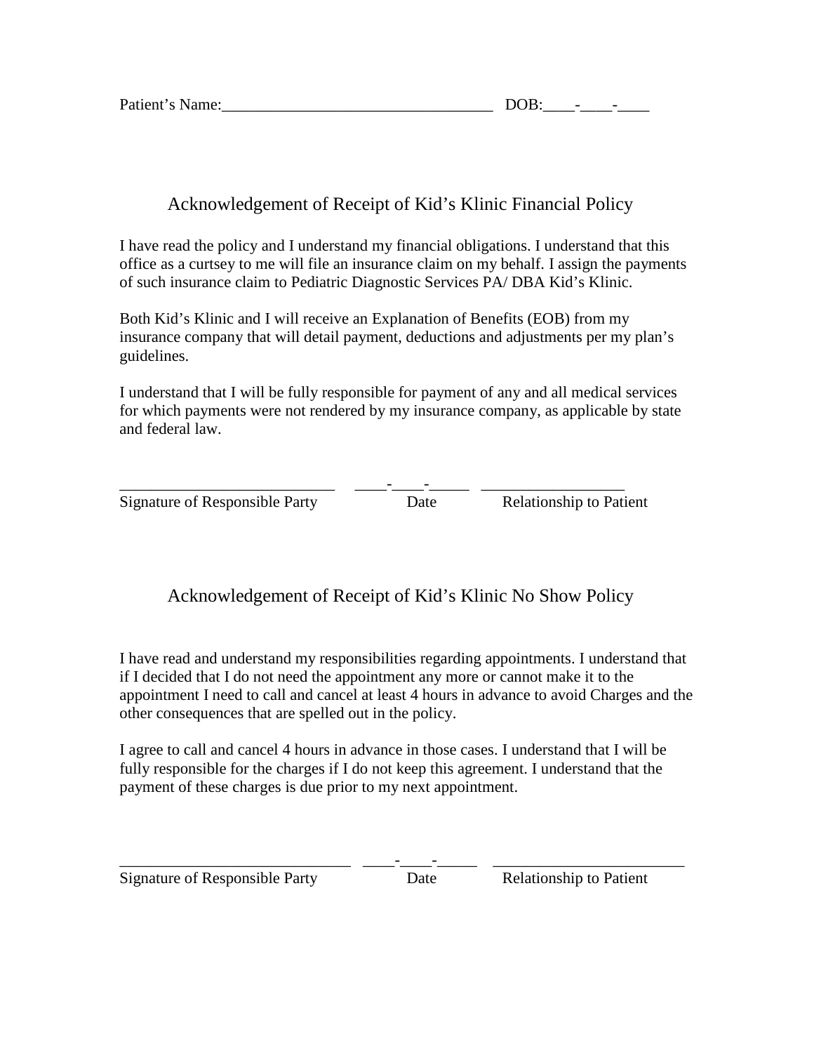Patient's Name:__________________________________ DOB:____-____-____

## Acknowledgement of Receipt of Kid's Klinic Financial Policy

I have read the policy and I understand my financial obligations. I understand that this office as a curtsey to me will file an insurance claim on my behalf. I assign the payments of such insurance claim to Pediatric Diagnostic Services PA/ DBA Kid's Klinic.

Both Kid's Klinic and I will receive an Explanation of Benefits (EOB) from my insurance company that will detail payment, deductions and adjustments per my plan's guidelines.

I understand that I will be fully responsible for payment of any and all medical services for which payments were not rendered by my insurance company, as applicable by state and federal law.

___________________________ ____-____-_____ _________________

Signature of Responsible Party Date Relationship to Patient

## Acknowledgement of Receipt of Kid's Klinic No Show Policy

I have read and understand my responsibilities regarding appointments. I understand that if I decided that I do not need the appointment any more or cannot make it to the appointment I need to call and cancel at least 4 hours in advance to avoid Charges and the other consequences that are spelled out in the policy.

I agree to call and cancel 4 hours in advance in those cases. I understand that I will be fully responsible for the charges if I do not keep this agreement. I understand that the payment of these charges is due prior to my next appointment.

_____________________________ ____-____-_____ ________________________

Signature of Responsible Party Date Relationship to Patient